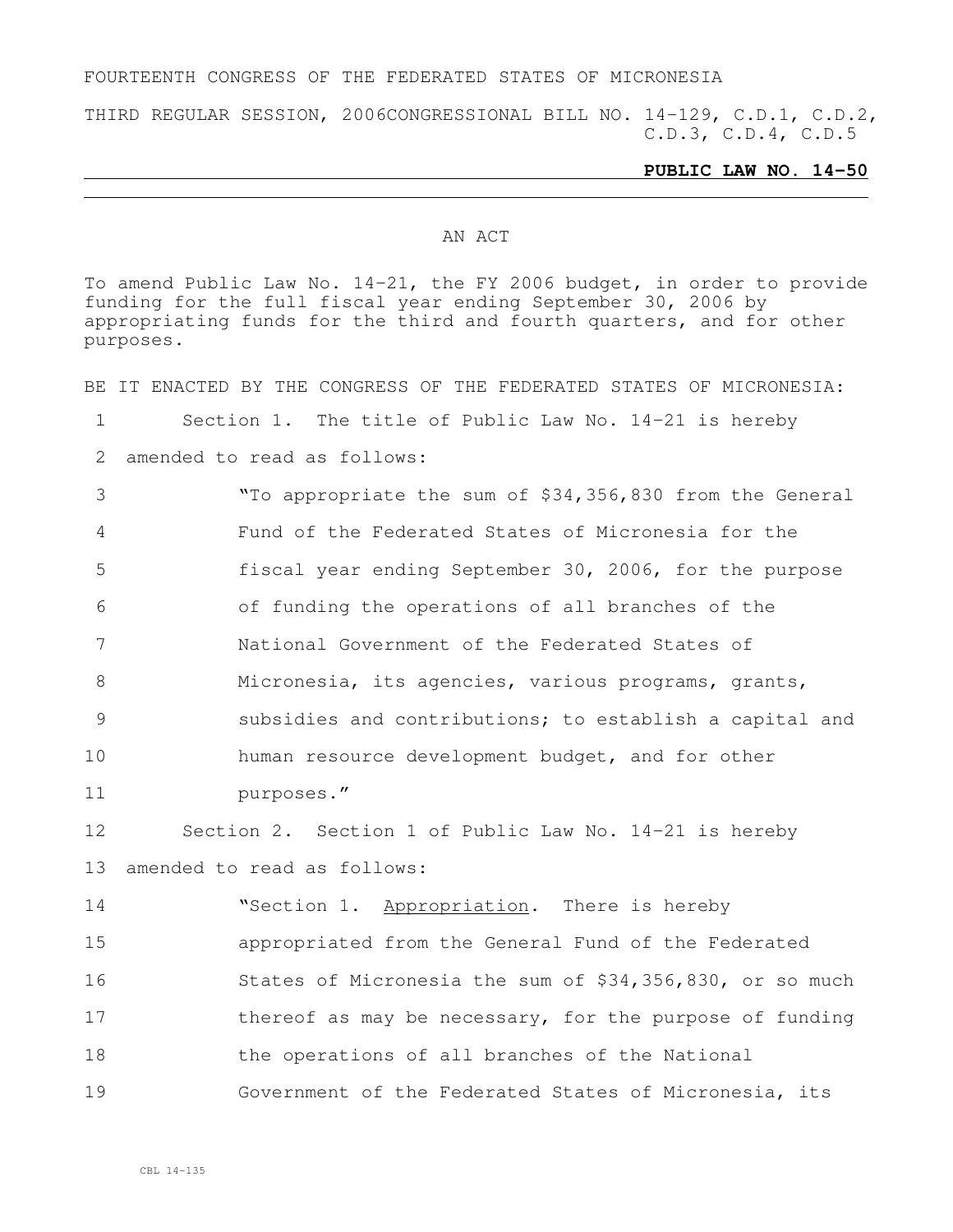FOURTEENTH CONGRESS OF THE FEDERATED STATES OF MICRONESIA

THIRD REGULAR SESSION, 2006 CONGRESSIONAL BILL NO. 14-129, C.D.1, C.D.2, C.D.3, C.D.4, C.D.5

**PUBLIC LAW NO. 14-50**

AN ACT

To amend Public Law No. 14-21, the FY 2006 budget, in order to provide funding for the full fiscal year ending September 30, 2006 by appropriating funds for the third and fourth quarters, and for other purposes.

BE IT ENACTED BY THE CONGRESS OF THE FEDERATED STATES OF MICRONESIA:

1 Section 1. The title of Public Law No. 14-21 is hereby
2 amended to read as follows:
3 "To appropriate the sum of $34,356,830 from the General
4 Fund of the Federated States of Micronesia for the
5 fiscal year ending September 30, 2006, for the purpose
6 of funding the operations of all branches of the
7 National Government of the Federated States of
8 Micronesia, its agencies, various programs, grants,
9 subsidies and contributions; to establish a capital and
10 human resource development budget, and for other
11 purposes."
12 Section 2. Section 1 of Public Law No. 14-21 is hereby
13 amended to read as follows:
14 "Section 1. Appropriation. There is hereby
15 appropriated from the General Fund of the Federated
16 States of Micronesia the sum of $34,356,830, or so much
17 thereof as may be necessary, for the purpose of funding
18 the operations of all branches of the National
19 Government of the Federated States of Micronesia, its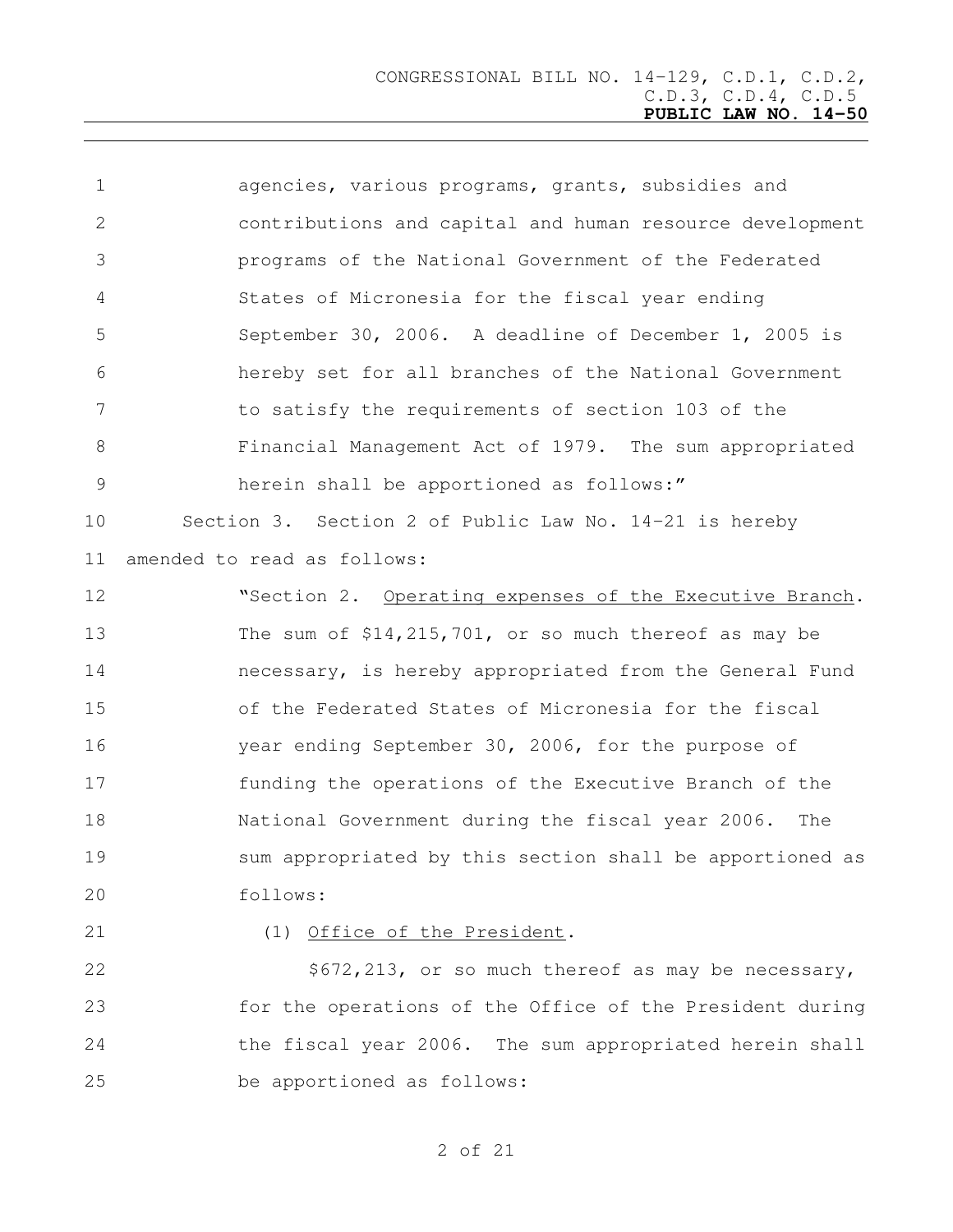agencies, various programs, grants, subsidies and contributions and capital and human resource development programs of the National Government of the Federated States of Micronesia for the fiscal year ending September 30, 2006. A deadline of December 1, 2005 is hereby set for all branches of the National Government to satisfy the requirements of section 103 of the Financial Management Act of 1979. The sum appropriated herein shall be apportioned as follows:"

Section 3. Section 2 of Public Law No. 14-21 is hereby amended to read as follows:

"Section 2. Operating expenses of the Executive Branch. The sum of $14,215,701, or so much thereof as may be necessary, is hereby appropriated from the General Fund of the Federated States of Micronesia for the fiscal year ending September 30, 2006, for the purpose of funding the operations of the Executive Branch of the National Government during the fiscal year 2006. The sum appropriated by this section shall be apportioned as follows:

(1) Office of the President.

$672,213, or so much thereof as may be necessary, for the operations of the Office of the President during the fiscal year 2006. The sum appropriated herein shall be apportioned as follows: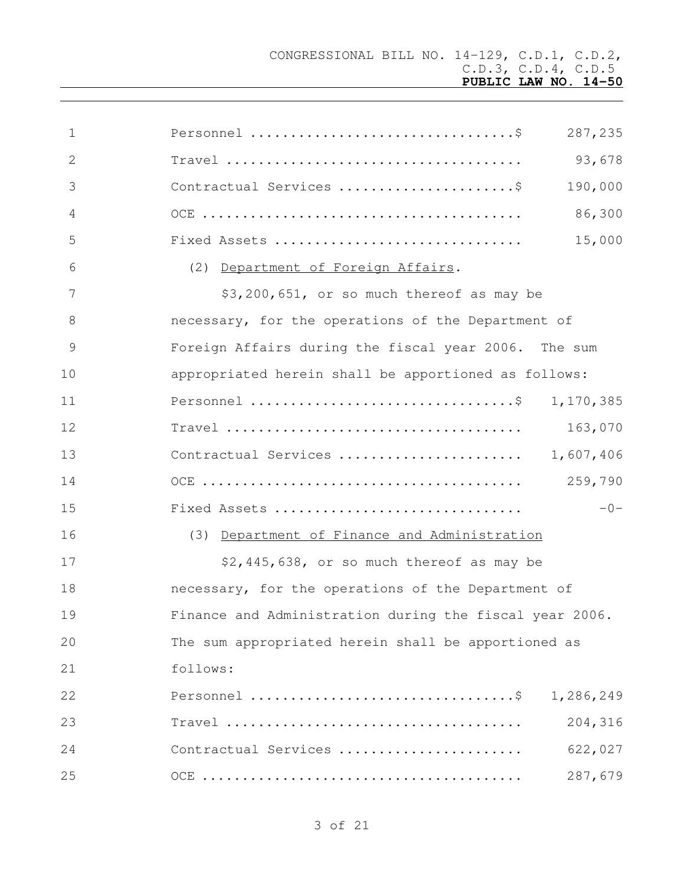Personnel ................................$ 287,235
Travel .................................... 93,678
Contractual Services .....................$ 190,000
OCE ....................................... 86,300
Fixed Assets .............................. 15,000

(2) Department of Foreign Affairs.

$3,200,651, or so much thereof as may be necessary, for the operations of the Department of Foreign Affairs during the fiscal year 2006. The sum appropriated herein shall be apportioned as follows:

Personnel ................................$ 1,170,385
Travel .................................... 163,070
Contractual Services ...................... 1,607,406
OCE ....................................... 259,790
Fixed Assets .............................. -0-

(3) Department of Finance and Administration

$2,445,638, or so much thereof as may be necessary, for the operations of the Department of Finance and Administration during the fiscal year 2006. The sum appropriated herein shall be apportioned as follows:

Personnel ................................$ 1,286,249
Travel .................................... 204,316
Contractual Services ...................... 622,027
OCE ....................................... 287,679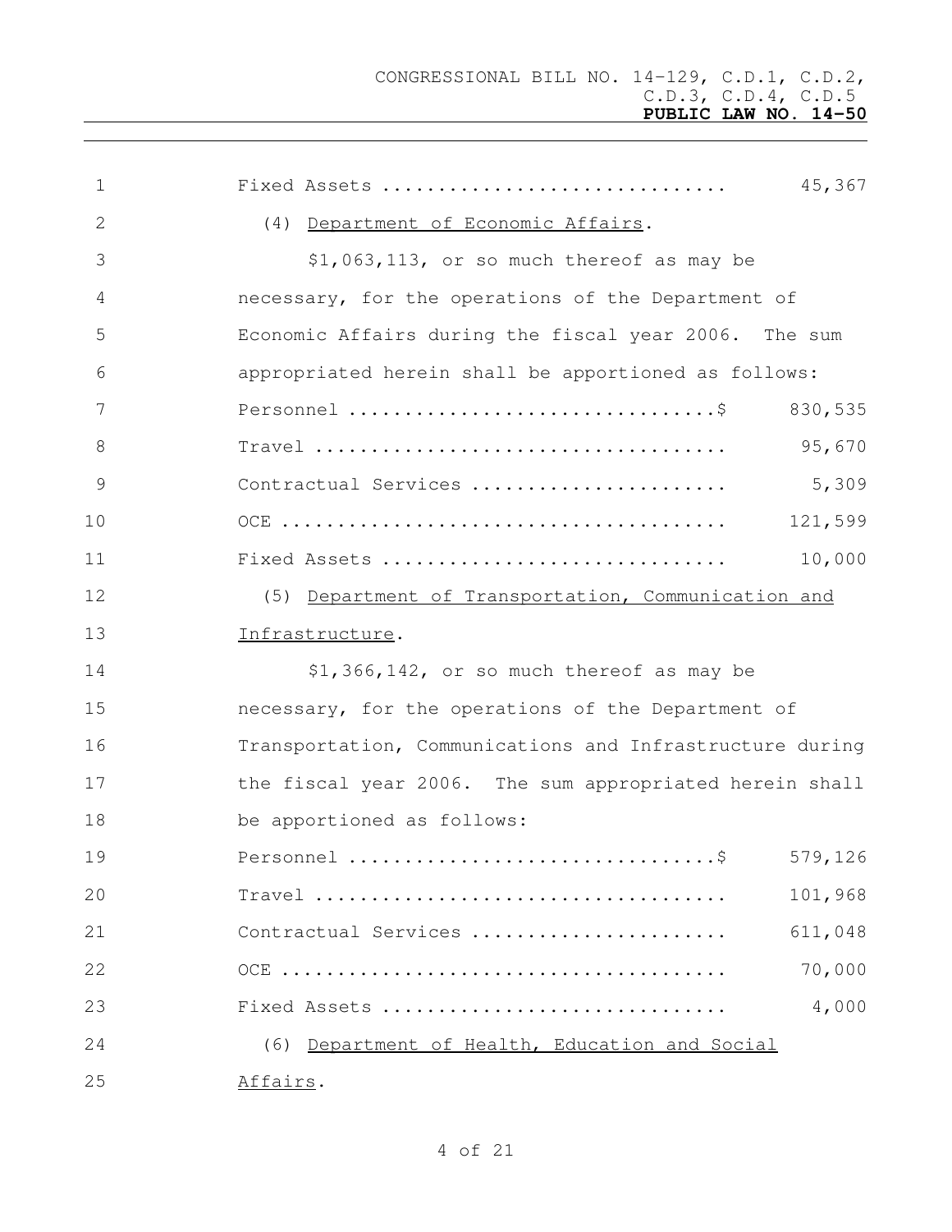Fixed Assets ............................... 45,367

(4) <u>Department of Economic Affairs</u>.

$1,063,113, or so much thereof as may be necessary, for the operations of the Department of Economic Affairs during the fiscal year 2006. The sum appropriated herein shall be apportioned as follows:

| | |
|---|---|
| Personnel .................................$ | 830,535 |
| Travel ..................................... | 95,670 |
| Contractual Services ....................... | 5,309 |
| OCE ........................................ | 121,599 |
| Fixed Assets ............................... | 10,000 |

(5) <u>Department of Transportation, Communication and Infrastructure</u>.

$1,366,142, or so much thereof as may be necessary, for the operations of the Department of Transportation, Communications and Infrastructure during the fiscal year 2006. The sum appropriated herein shall be apportioned as follows:

| | |
|---|---|
| Personnel .................................$ | 579,126 |
| Travel ..................................... | 101,968 |
| Contractual Services ....................... | 611,048 |
| OCE ........................................ | 70,000 |
| Fixed Assets ............................... | 4,000 |

(6) <u>Department of Health, Education and Social Affairs</u>.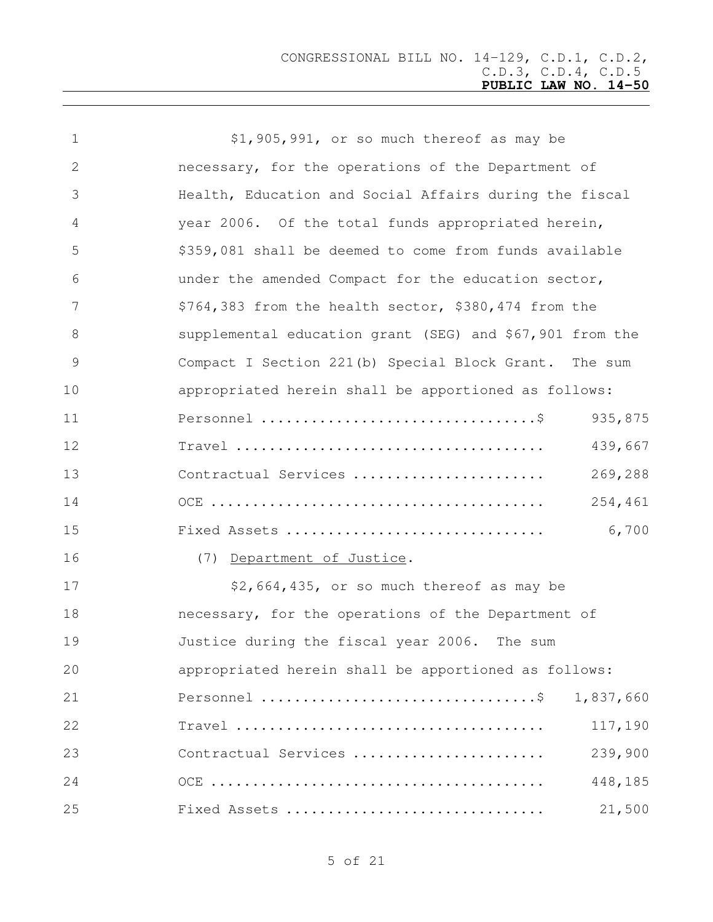$1,905,991, or so much thereof as may be necessary, for the operations of the Department of Health, Education and Social Affairs during the fiscal year 2006. Of the total funds appropriated herein, $359,081 shall be deemed to come from funds available under the amended Compact for the education sector, $764,383 from the health sector, $380,474 from the supplemental education grant (SEG) and $67,901 from the Compact I Section 221(b) Special Block Grant. The sum appropriated herein shall be apportioned as follows:

| | |
|---|---|
| Personnel ................................$ | 935,875 |
| Travel .................................... | 439,667 |
| Contractual Services ...................... | 269,288 |
| OCE ....................................... | 254,461 |
| Fixed Assets .............................. | 6,700 |

(7) <u>Department of Justice</u>.

$2,664,435, or so much thereof as may be necessary, for the operations of the Department of Justice during the fiscal year 2006. The sum appropriated herein shall be apportioned as follows:

| | |
|---|---|
| Personnel ................................$ | 1,837,660 |
| Travel .................................... | 117,190 |
| Contractual Services ...................... | 239,900 |
| OCE ....................................... | 448,185 |
| Fixed Assets .............................. | 21,500 |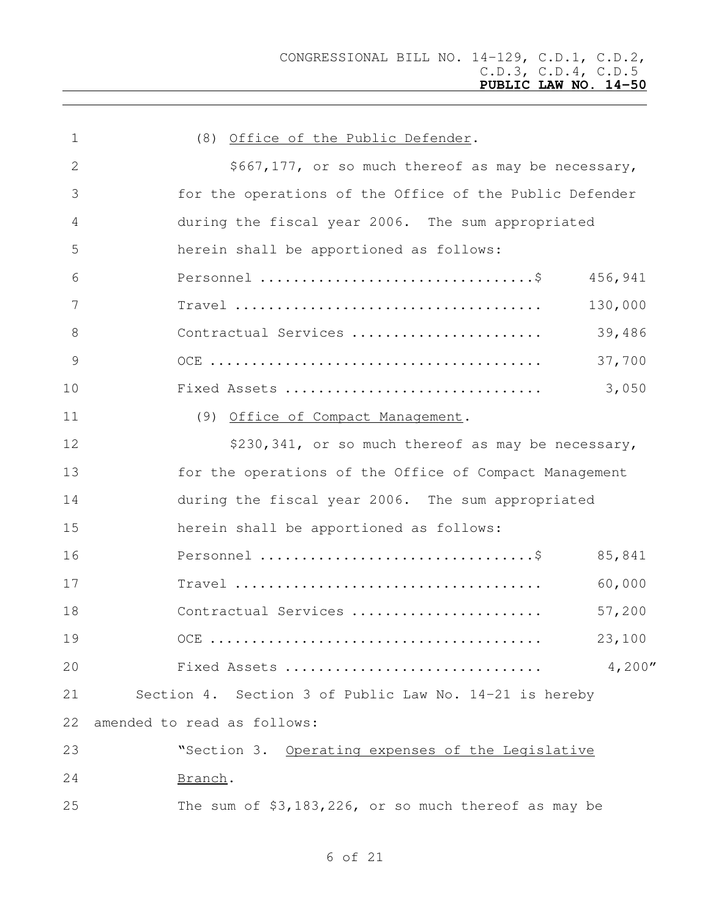(8) <u>Office of the Public Defender</u>.

$667,177, or so much thereof as may be necessary, for the operations of the Office of the Public Defender during the fiscal year 2006. The sum appropriated herein shall be apportioned as follows:

| | |
|---|---|
| Personnel ................................$ | 456,941 |
| Travel .................................... | 130,000 |
| Contractual Services ...................... | 39,486 |
| OCE ....................................... | 37,700 |
| Fixed Assets .............................. | 3,050 |

(9) <u>Office of Compact Management</u>.

$230,341, or so much thereof as may be necessary, for the operations of the Office of Compact Management during the fiscal year 2006. The sum appropriated herein shall be apportioned as follows:

| | |
|---|---|
| Personnel ................................$ | 85,841 |
| Travel .................................... | 60,000 |
| Contractual Services ...................... | 57,200 |
| OCE ....................................... | 23,100 |
| Fixed Assets .............................. | 4,200" |

Section 4. Section 3 of Public Law No. 14-21 is hereby amended to read as follows:

"Section 3. <u>Operating expenses of the Legislative Branch</u>.

The sum of $3,183,226, or so much thereof as may be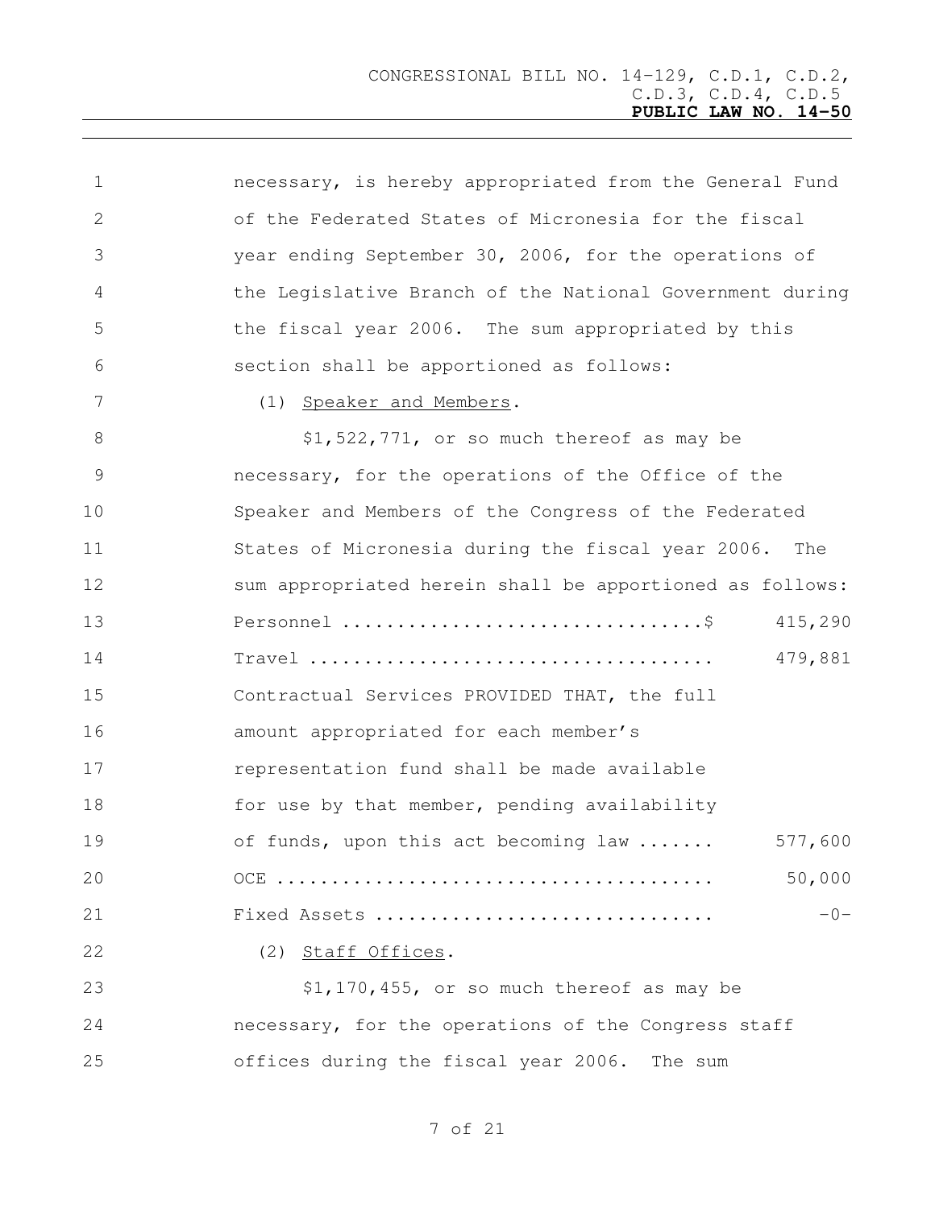necessary, is hereby appropriated from the General Fund of the Federated States of Micronesia for the fiscal year ending September 30, 2006, for the operations of the Legislative Branch of the National Government during the fiscal year 2006. The sum appropriated by this section shall be apportioned as follows:

(1) Speaker and Members.

$1,522,771, or so much thereof as may be necessary, for the operations of the Office of the Speaker and Members of the Congress of the Federated States of Micronesia during the fiscal year 2006. The sum appropriated herein shall be apportioned as follows:

| | |
|---|---|
| Personnel ................................$ | 415,290 |
| Travel .................................... | 479,881 |
| Contractual Services PROVIDED THAT, the full amount appropriated for each member's representation fund shall be made available for use by that member, pending availability of funds, upon this act becoming law ....... | 577,600 |
| OCE ....................................... | 50,000 |
| Fixed Assets .............................. | -0- |

(2) Staff Offices.

$1,170,455, or so much thereof as may be necessary, for the operations of the Congress staff offices during the fiscal year 2006. The sum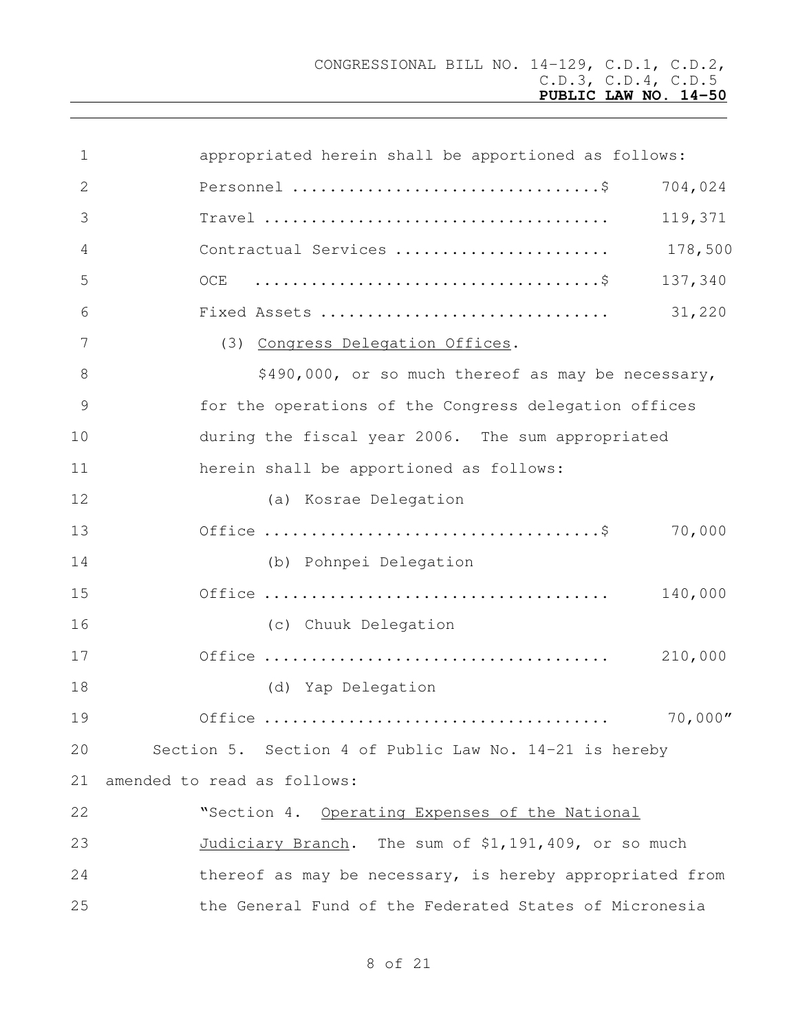appropriated herein shall be apportioned as follows:

| | |
|---|---|
| Personnel ................................$ | 704,024 |
| Travel .................................... | 119,371 |
| Contractual Services ...................... | 178,500 |
| OCE .......................................$ | 137,340 |
| Fixed Assets .............................. | 31,220 |

(3) Congress Delegation Offices.

$490,000, or so much thereof as may be necessary, for the operations of the Congress delegation offices during the fiscal year 2006. The sum appropriated herein shall be apportioned as follows:

| | |
|---|---|
| (a) Kosrae Delegation Office ...................................$ | 70,000 |
| (b) Pohnpei Delegation Office .................................... | 140,000 |
| (c) Chuuk Delegation Office .................................... | 210,000 |
| (d) Yap Delegation Office .................................... | 70,000" |

Section 5. Section 4 of Public Law No. 14-21 is hereby amended to read as follows:

"Section 4. Operating Expenses of the National Judiciary Branch. The sum of $1,191,409, or so much thereof as may be necessary, is hereby appropriated from the General Fund of the Federated States of Micronesia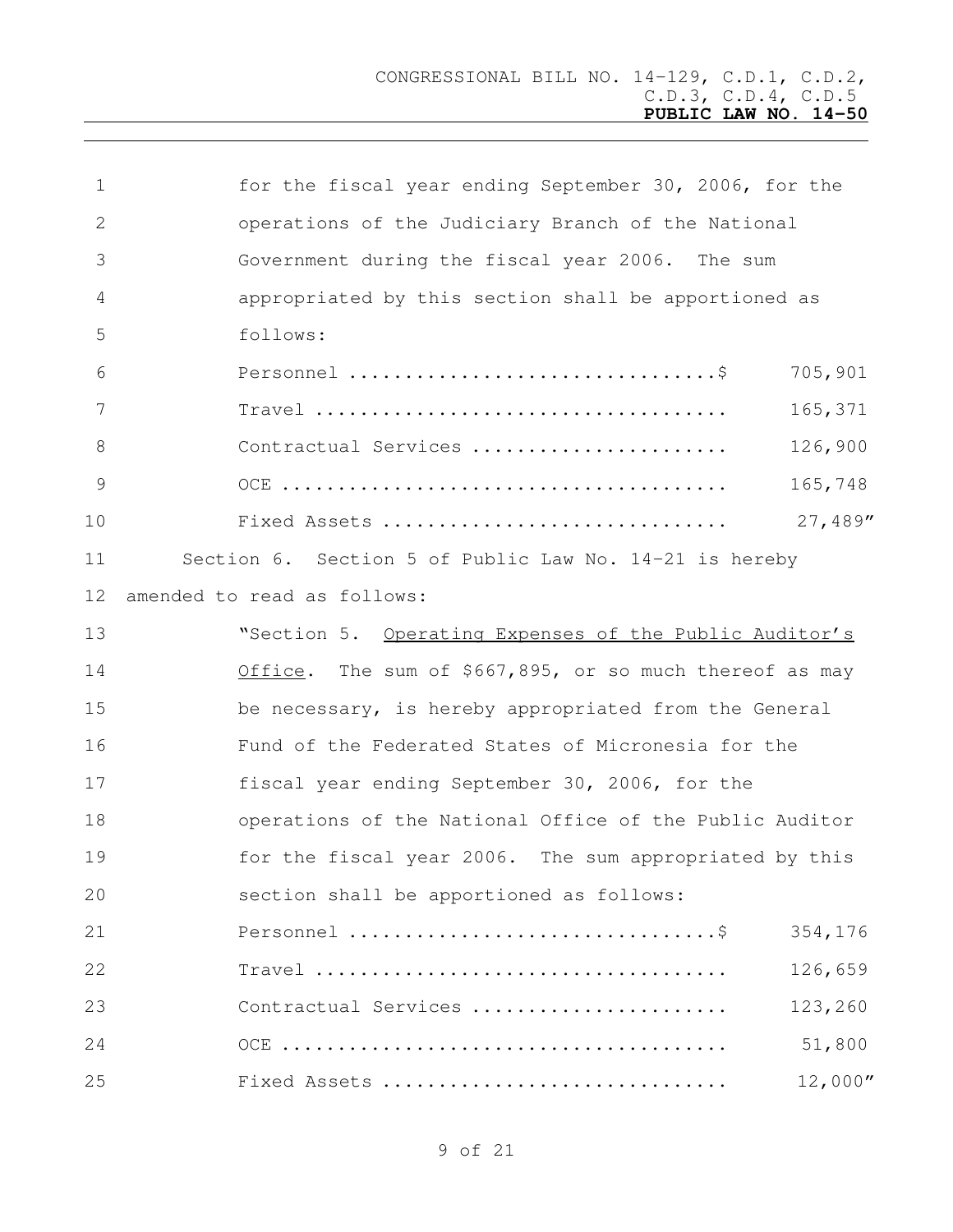for the fiscal year ending September 30, 2006, for the operations of the Judiciary Branch of the National Government during the fiscal year 2006. The sum appropriated by this section shall be apportioned as follows:

| | |
|---|---|
| Personnel ................................$ | 705,901 |
| Travel .................................... | 165,371 |
| Contractual Services ...................... | 126,900 |
| OCE ....................................... | 165,748 |
| Fixed Assets .............................. | 27,489" |

Section 6. Section 5 of Public Law No. 14-21 is hereby amended to read as follows:

"Section 5. Operating Expenses of the Public Auditor's Office. The sum of $667,895, or so much thereof as may be necessary, is hereby appropriated from the General Fund of the Federated States of Micronesia for the fiscal year ending September 30, 2006, for the operations of the National Office of the Public Auditor for the fiscal year 2006. The sum appropriated by this section shall be apportioned as follows:

| | |
|---|---|
| Personnel ................................$ | 354,176 |
| Travel .................................... | 126,659 |
| Contractual Services ...................... | 123,260 |
| OCE ....................................... | 51,800 |
| Fixed Assets .............................. | 12,000" |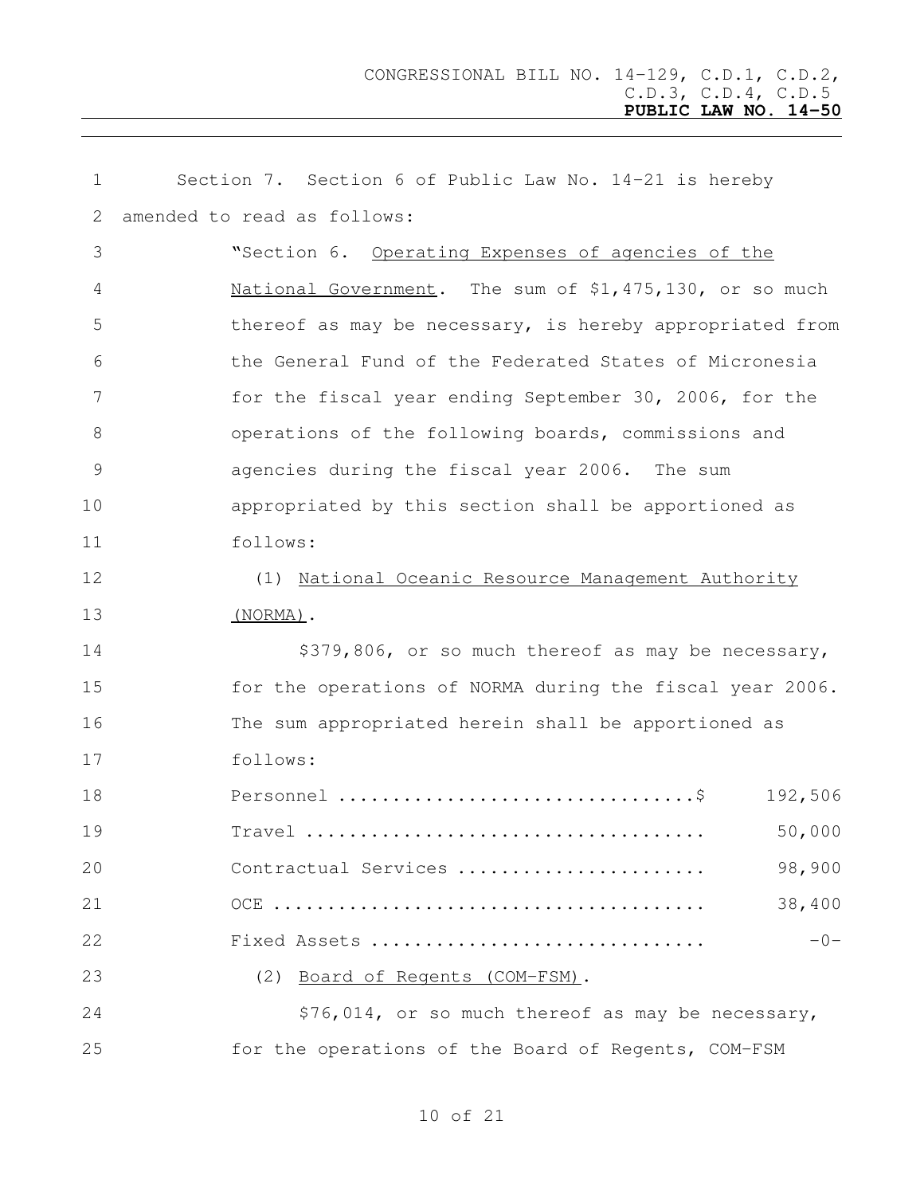Section 7. Section 6 of Public Law No. 14-21 is hereby amended to read as follows:

"Section 6. Operating Expenses of agencies of the National Government. The sum of $1,475,130, or so much thereof as may be necessary, is hereby appropriated from the General Fund of the Federated States of Micronesia for the fiscal year ending September 30, 2006, for the operations of the following boards, commissions and agencies during the fiscal year 2006. The sum appropriated by this section shall be apportioned as follows:

(1) National Oceanic Resource Management Authority (NORMA).

$379,806, or so much thereof as may be necessary, for the operations of NORMA during the fiscal year 2006. The sum appropriated herein shall be apportioned as follows:

| | |
|---|---|
| Personnel ................................$ | 192,506 |
| Travel .................................... | 50,000 |
| Contractual Services ...................... | 98,900 |
| OCE ....................................... | 38,400 |
| Fixed Assets .............................. | -0- |

(2) Board of Regents (COM-FSM).

$76,014, or so much thereof as may be necessary, for the operations of the Board of Regents, COM-FSM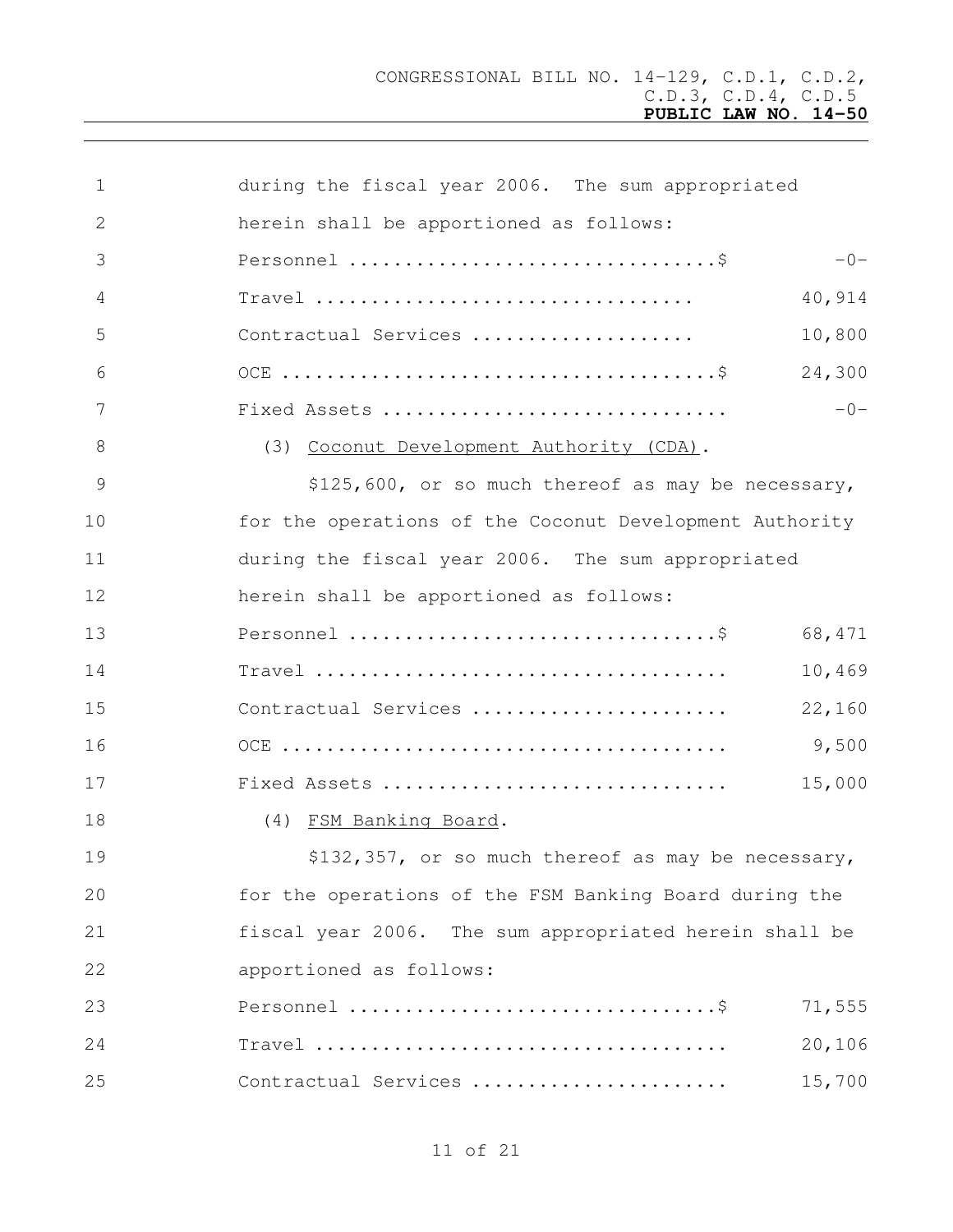during the fiscal year 2006. The sum appropriated herein shall be apportioned as follows:

| | |
|---|---|
| Personnel ................................$ | -0- |
| Travel ................................. | 40,914 |
| Contractual Services ................... | 10,800 |
| OCE ....................................$ | 24,300 |
| Fixed Assets ........................... | -0- |

(3) Coconut Development Authority (CDA).

$125,600, or so much thereof as may be necessary, for the operations of the Coconut Development Authority during the fiscal year 2006. The sum appropriated herein shall be apportioned as follows:

| | |
|---|---|
| Personnel ................................$ | 68,471 |
| Travel .................................... | 10,469 |
| Contractual Services ...................... | 22,160 |
| OCE ....................................... | 9,500 |
| Fixed Assets .............................. | 15,000 |

(4) FSM Banking Board.

$132,357, or so much thereof as may be necessary, for the operations of the FSM Banking Board during the fiscal year 2006. The sum appropriated herein shall be apportioned as follows:

| | |
|---|---|
| Personnel ................................$ | 71,555 |
| Travel .................................... | 20,106 |
| Contractual Services ...................... | 15,700 |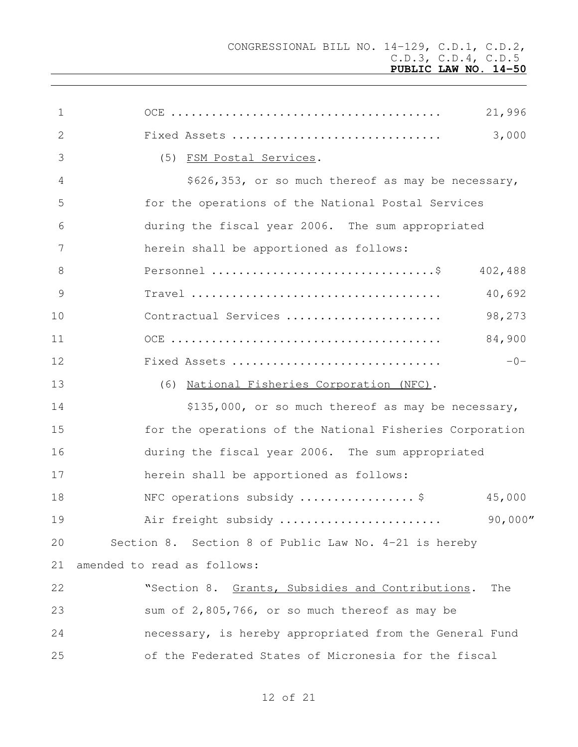OCE ........................................ 21,996

Fixed Assets .............................. 3,000

(5) FSM Postal Services.

$626,353, or so much thereof as may be necessary, for the operations of the National Postal Services during the fiscal year 2006. The sum appropriated herein shall be apportioned as follows:

Personnel ................................$ 402,488

Travel .................................... 40,692

Contractual Services ...................... 98,273

OCE ....................................... 84,900

Fixed Assets .............................. -0-

(6) National Fisheries Corporation (NFC).

$135,000, or so much thereof as may be necessary, for the operations of the National Fisheries Corporation during the fiscal year 2006. The sum appropriated herein shall be apportioned as follows:

NFC operations subsidy ................. $ 45,000

Air freight subsidy ....................... 90,000"

Section 8. Section 8 of Public Law No. 4-21 is hereby amended to read as follows:

"Section 8. Grants, Subsidies and Contributions. The sum of 2,805,766, or so much thereof as may be necessary, is hereby appropriated from the General Fund of the Federated States of Micronesia for the fiscal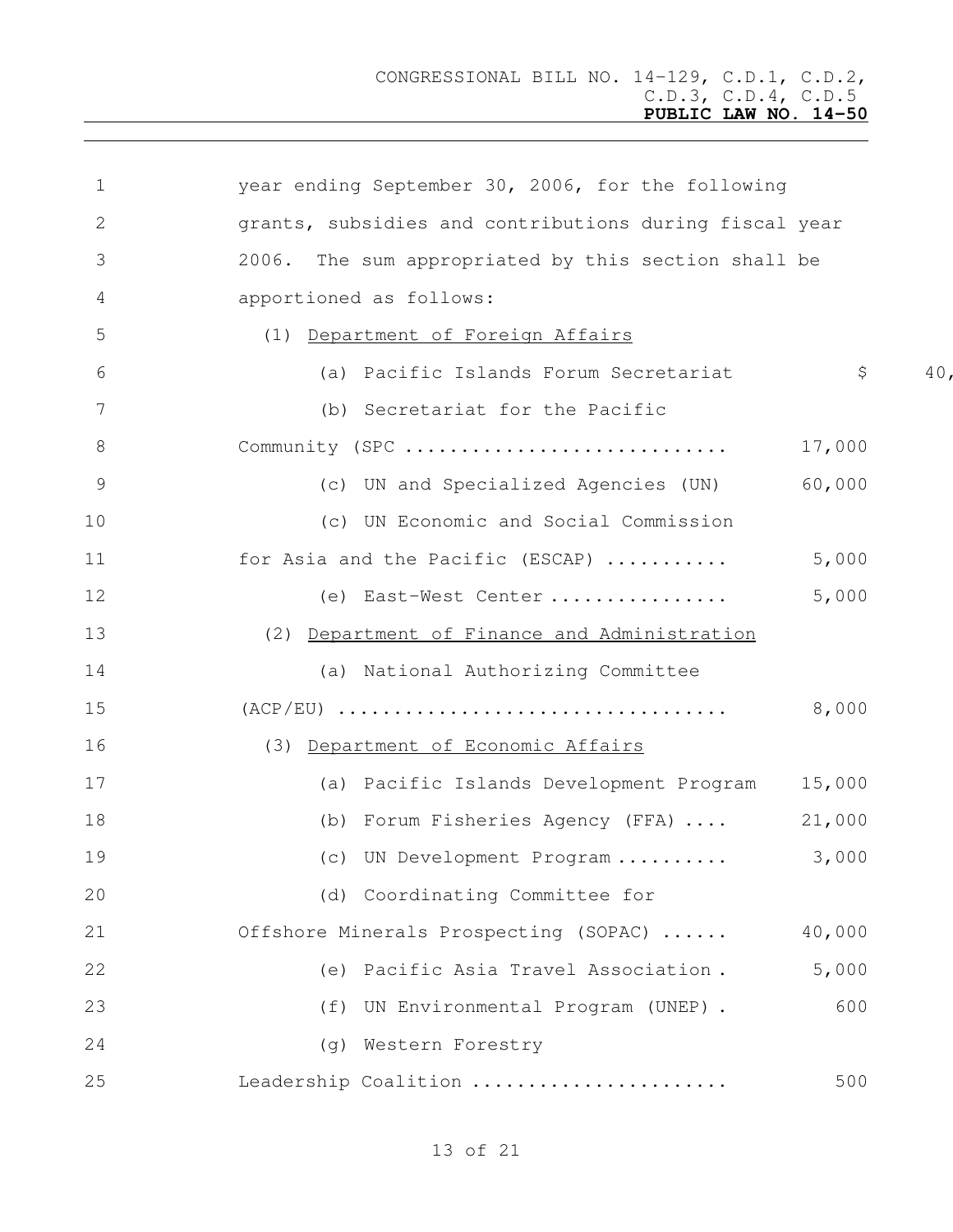year ending September 30, 2006, for the following grants, subsidies and contributions during fiscal year 2006. The sum appropriated by this section shall be apportioned as follows:

(1) Department of Foreign Affairs

| | |
|---|---|
| (a) Pacific Islands Forum Secretariat | $ 40, |
| (b) Secretariat for the Pacific Community (SPC ............................ | 17,000 |
| (c) UN and Specialized Agencies (UN) | 60,000 |
| (c) UN Economic and Social Commission for Asia and the Pacific (ESCAP) ........... | 5,000 |
| (e) East-West Center ................ | 5,000 |

(2) Department of Finance and Administration

| | |
|---|---|
| (a) National Authorizing Committee (ACP/EU) .................................. | 8,000 |

(3) Department of Economic Affairs

| | |
|---|---|
| (a) Pacific Islands Development Program | 15,000 |
| (b) Forum Fisheries Agency (FFA) .... | 21,000 |
| (c) UN Development Program .......... | 3,000 |
| (d) Coordinating Committee for Offshore Minerals Prospecting (SOPAC) ...... | 40,000 |
| (e) Pacific Asia Travel Association . | 5,000 |
| (f) UN Environmental Program (UNEP) . | 600 |
| (g) Western Forestry Leadership Coalition ...................... | 500 |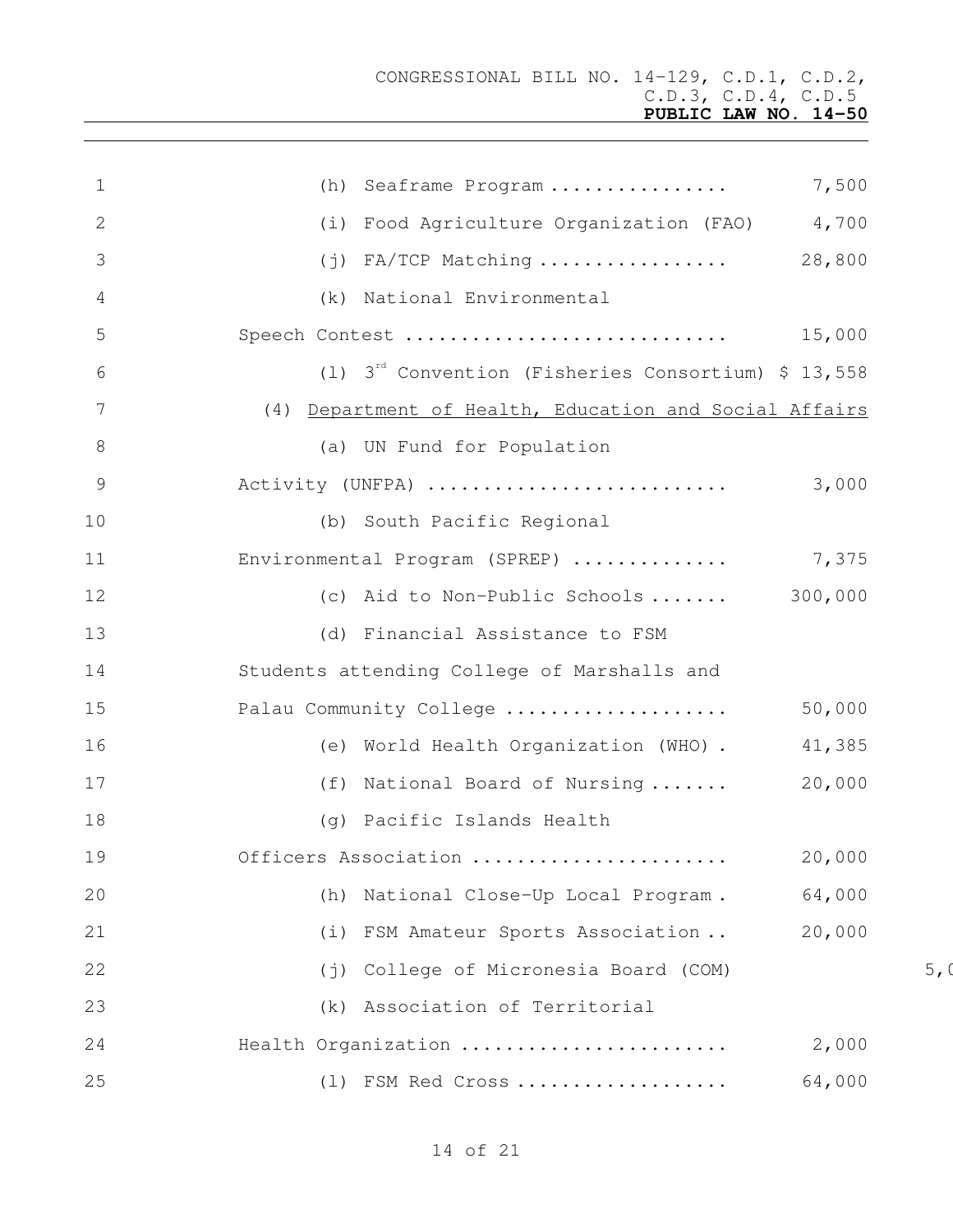(h) Seaframe Program ................ 7,500

(i) Food Agriculture Organization (FAO) 4,700

(j) FA/TCP Matching ................. 28,800

(k) National Environmental Speech Contest ............................ 15,000

(l) 3[rd] Convention (Fisheries Consortium) $ 13,558

(4) Department of Health, Education and Social Affairs

(a) UN Fund for Population Activity (UNFPA) .......................... 3,000

(b) South Pacific Regional Environmental Program (SPREP) .............. 7,375

(c) Aid to Non-Public Schools ....... 300,000

(d) Financial Assistance to FSM Students attending College of Marshalls and Palau Community College .................... 50,000

(e) World Health Organization (WHO) . 41,385

(f) National Board of Nursing ....... 20,000

(g) Pacific Islands Health Officers Association ...................... 20,000

(h) National Close-Up Local Program . 64,000

(i) FSM Amateur Sports Association .. 20,000

(j) College of Micronesia Board (COM) 5,0

(k) Association of Territorial Health Organization ....................... 2,000

(l) FSM Red Cross .................. 64,000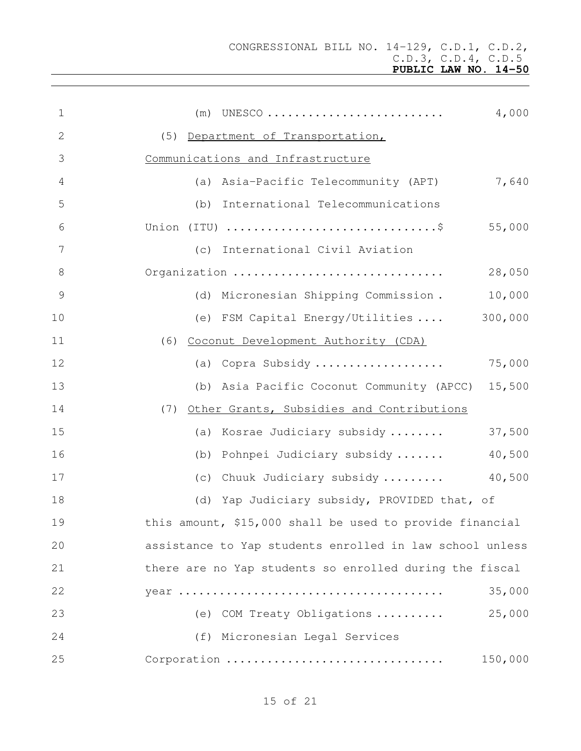(m) UNESCO .......................... 4,000

(5) Department of Transportation, Communications and Infrastructure

(a) Asia-Pacific Telecommunity (APT) 7,640

(b) International Telecommunications Union (ITU) ..............................$ 55,000

(c) International Civil Aviation Organization .............................. 28,050

(d) Micronesian Shipping Commission . 10,000

(e) FSM Capital Energy/Utilities .... 300,000

(6) Coconut Development Authority (CDA)

(a) Copra Subsidy .................. 75,000

(b) Asia Pacific Coconut Community (APCC) 15,500

(7) Other Grants, Subsidies and Contributions

(a) Kosrae Judiciary subsidy ........ 37,500

(b) Pohnpei Judiciary subsidy ....... 40,500

(c) Chuuk Judiciary subsidy ......... 40,500

(d) Yap Judiciary subsidy, PROVIDED that, of this amount, $15,000 shall be used to provide financial assistance to Yap students enrolled in law school unless there are no Yap students so enrolled during the fiscal year ...................................... 35,000

(e) COM Treaty Obligations .......... 25,000

(f) Micronesian Legal Services Corporation .............................. 150,000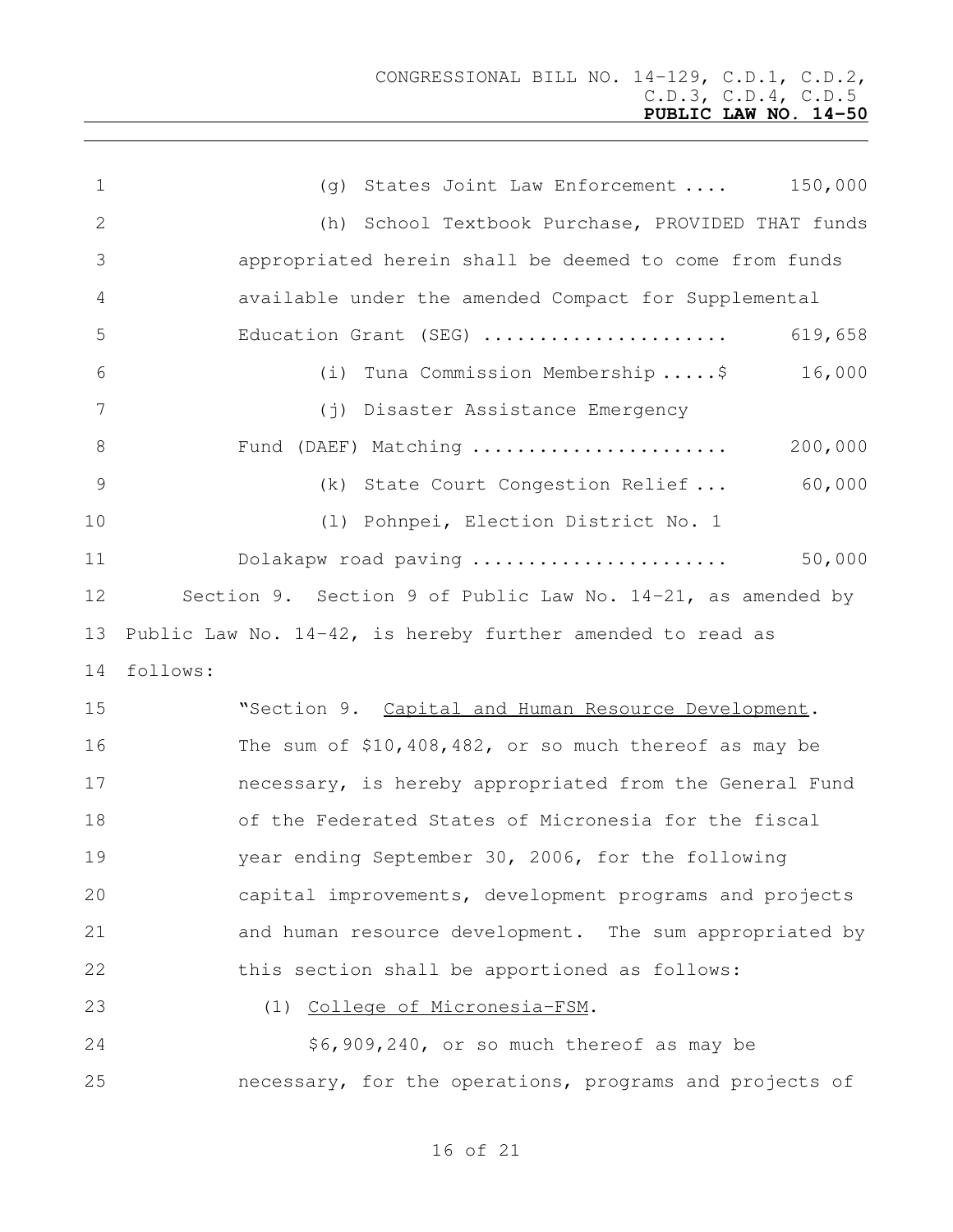(g) States Joint Law Enforcement .... 150,000

(h) School Textbook Purchase, PROVIDED THAT funds appropriated herein shall be deemed to come from funds available under the amended Compact for Supplemental Education Grant (SEG) ...................... 619,658

(i) Tuna Commission Membership .....$ 16,000

(j) Disaster Assistance Emergency Fund (DAEF) Matching ....................... 200,000

(k) State Court Congestion Relief ... 60,000

(l) Pohnpei, Election District No. 1 Dolakapw road paving ....................... 50,000

Section 9. Section 9 of Public Law No. 14-21, as amended by Public Law No. 14-42, is hereby further amended to read as follows:

"Section 9. Capital and Human Resource Development. The sum of $10,408,482, or so much thereof as may be necessary, is hereby appropriated from the General Fund of the Federated States of Micronesia for the fiscal year ending September 30, 2006, for the following capital improvements, development programs and projects and human resource development. The sum appropriated by this section shall be apportioned as follows:

(1) College of Micronesia-FSM.

$6,909,240, or so much thereof as may be necessary, for the operations, programs and projects of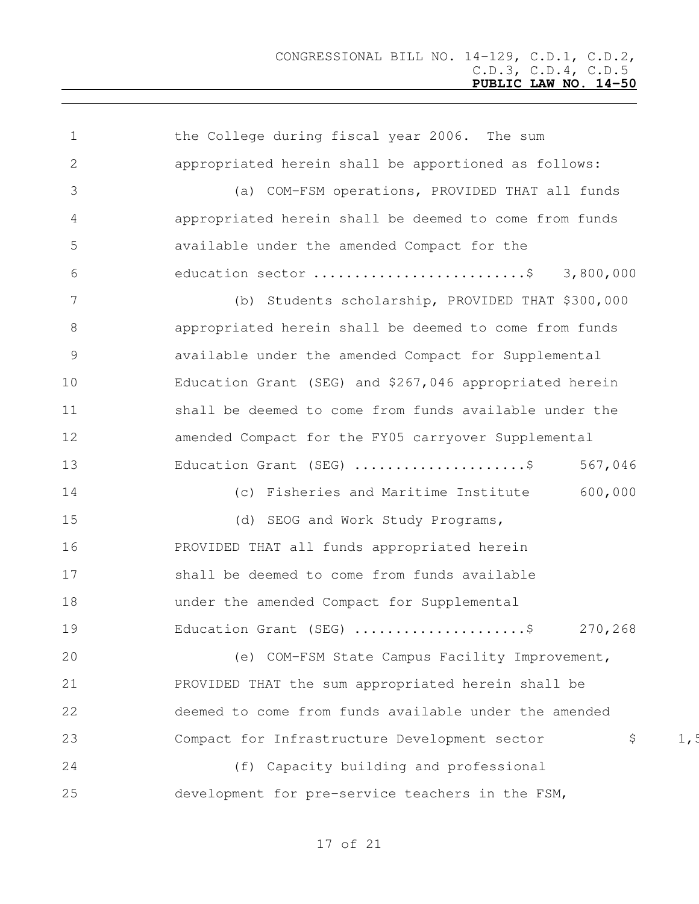the College during fiscal year 2006. The sum appropriated herein shall be apportioned as follows:

(a) COM-FSM operations, PROVIDED THAT all funds appropriated herein shall be deemed to come from funds available under the amended Compact for the education sector .........................$ 3,800,000

(b) Students scholarship, PROVIDED THAT $300,000 appropriated herein shall be deemed to come from funds available under the amended Compact for Supplemental Education Grant (SEG) and $267,046 appropriated herein shall be deemed to come from funds available under the amended Compact for the FY05 carryover Supplemental Education Grant (SEG) .....................$ 567,046

(c) Fisheries and Maritime Institute 600,000

(d) SEOG and Work Study Programs, PROVIDED THAT all funds appropriated herein shall be deemed to come from funds available under the amended Compact for Supplemental Education Grant (SEG) .....................$ 270,268

(e) COM-FSM State Campus Facility Improvement, PROVIDED THAT the sum appropriated herein shall be deemed to come from funds available under the amended Compact for Infrastructure Development sector $ 1,5

(f) Capacity building and professional development for pre-service teachers in the FSM,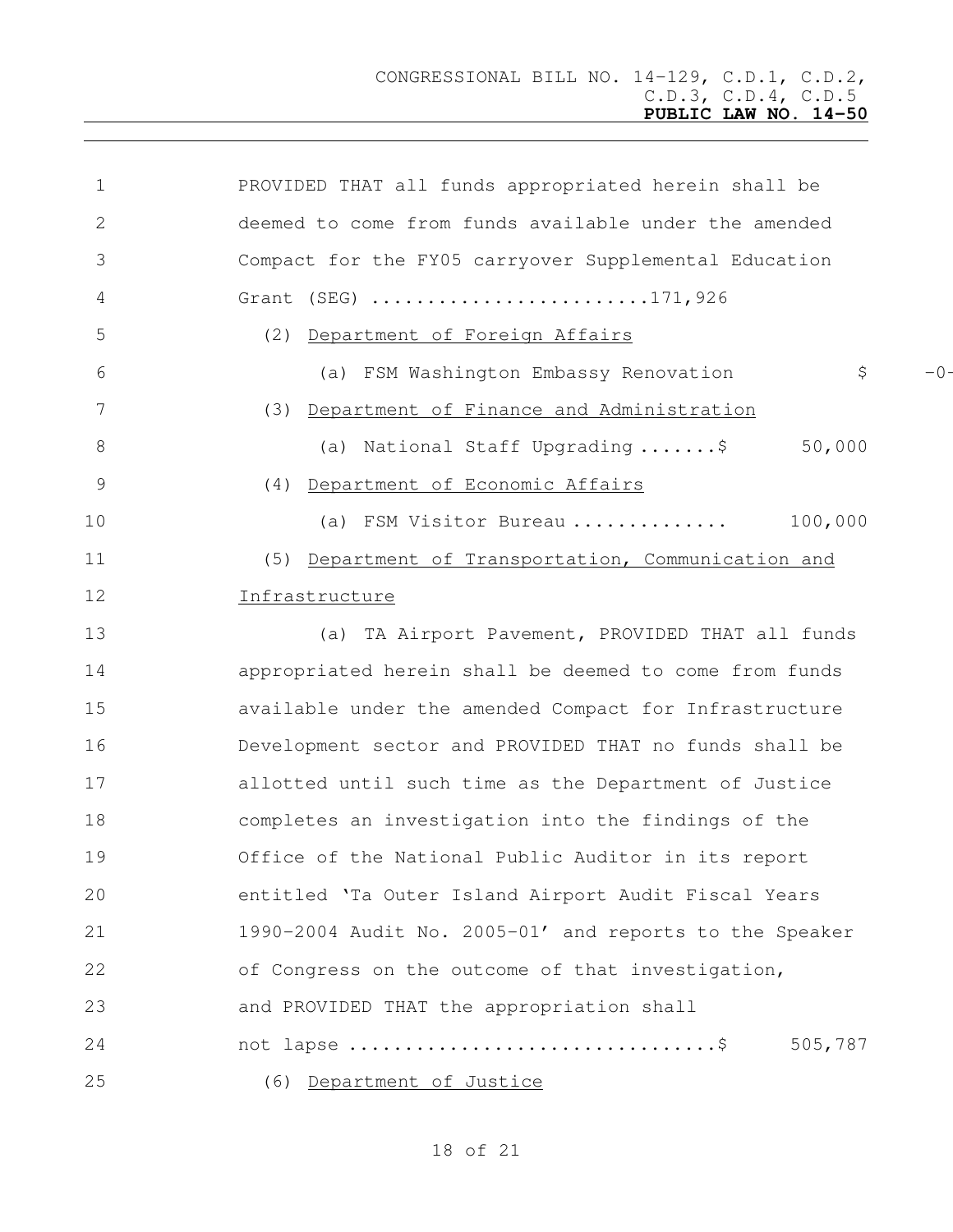PROVIDED THAT all funds appropriated herein shall be deemed to come from funds available under the amended Compact for the FY05 carryover Supplemental Education Grant (SEG) .........................171,926

(2) Department of Foreign Affairs

(a) FSM Washington Embassy Renovation $ -0-

(3) Department of Finance and Administration

(a) National Staff Upgrading .......$ 50,000

(4) Department of Economic Affairs

(a) FSM Visitor Bureau .............. 100,000

(5) Department of Transportation, Communication and Infrastructure

(a) TA Airport Pavement, PROVIDED THAT all funds appropriated herein shall be deemed to come from funds available under the amended Compact for Infrastructure Development sector and PROVIDED THAT no funds shall be allotted until such time as the Department of Justice completes an investigation into the findings of the Office of the National Public Auditor in its report entitled 'Ta Outer Island Airport Audit Fiscal Years 1990-2004 Audit No. 2005-01' and reports to the Speaker of Congress on the outcome of that investigation, and PROVIDED THAT the appropriation shall not lapse ................................$ 505,787

(6) Department of Justice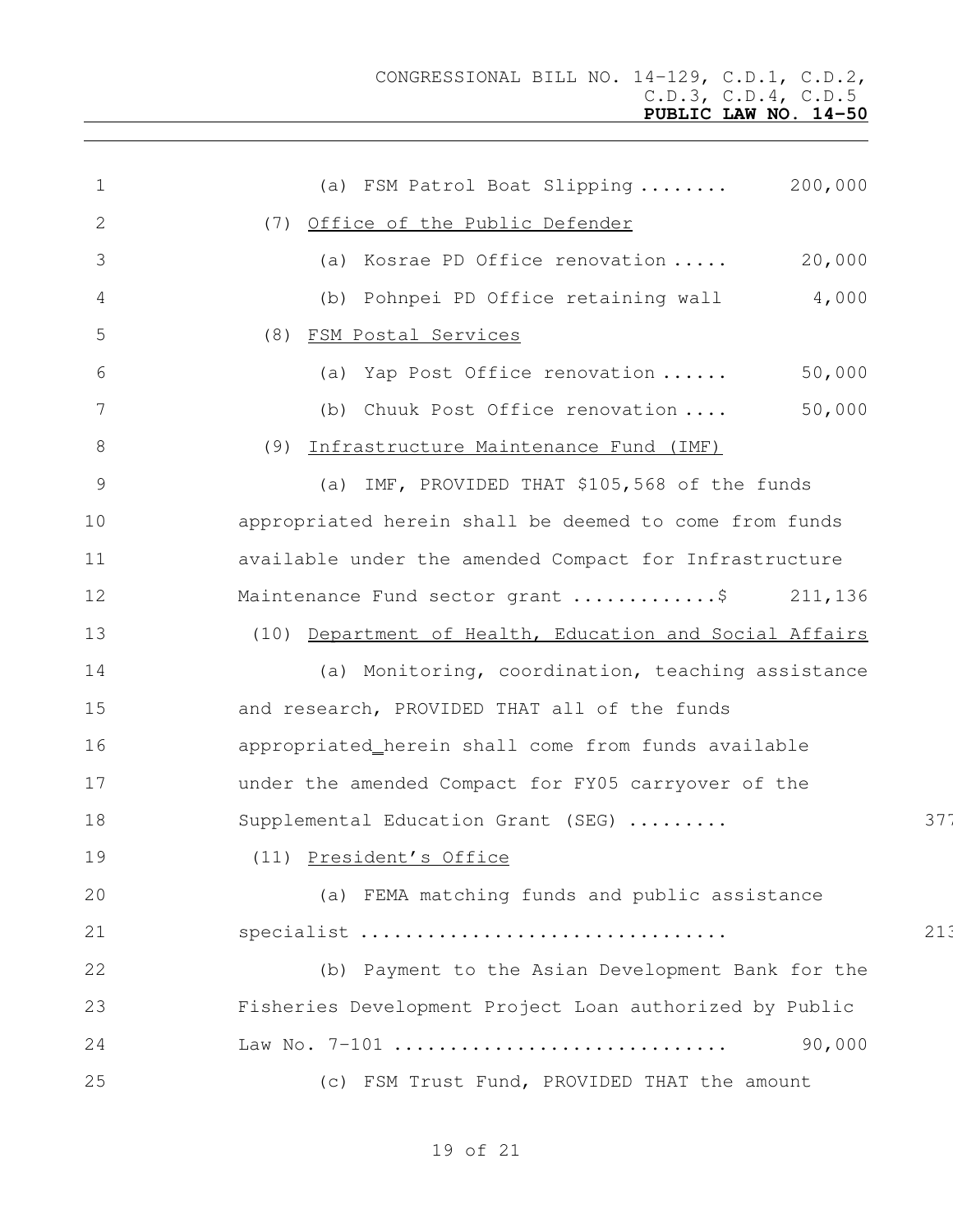(a) FSM Patrol Boat Slipping ........ 200,000

(7) Office of the Public Defender

(a) Kosrae PD Office renovation ..... 20,000

(b) Pohnpei PD Office retaining wall 4,000

(8) FSM Postal Services

(a) Yap Post Office renovation ...... 50,000

(b) Chuuk Post Office renovation .... 50,000

(9) Infrastructure Maintenance Fund (IMF)

(a) IMF, PROVIDED THAT $105,568 of the funds appropriated herein shall be deemed to come from funds available under the amended Compact for Infrastructure Maintenance Fund sector grant ............$ 211,136

(10) Department of Health, Education and Social Affairs

(a) Monitoring, coordination, teaching assistance and research, PROVIDED THAT all of the funds appropriated herein shall come from funds available under the amended Compact for FY05 carryover of the Supplemental Education Grant (SEG) ......... 377

(11) President's Office

(a) FEMA matching funds and public assistance specialist ................................ 213

(b) Payment to the Asian Development Bank for the Fisheries Development Project Loan authorized by Public Law No. 7-101 ............................. 90,000

(c) FSM Trust Fund, PROVIDED THAT the amount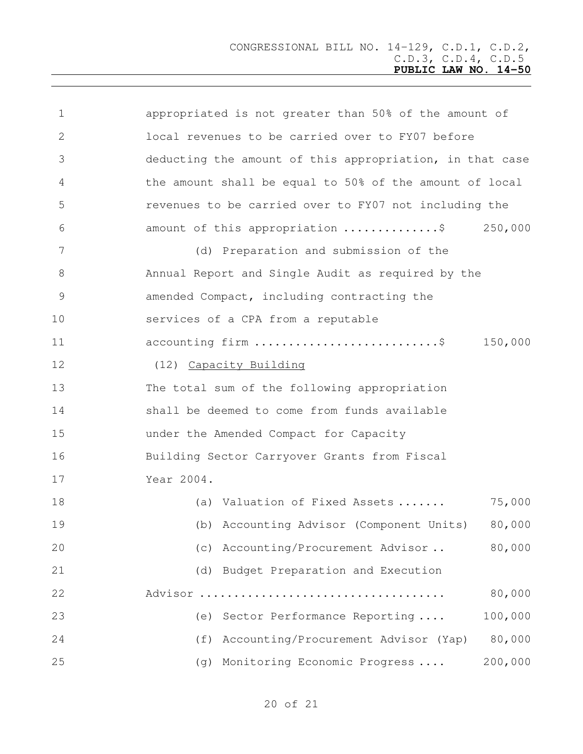appropriated is not greater than 50% of the amount of local revenues to be carried over to FY07 before deducting the amount of this appropriation, in that case the amount shall be equal to 50% of the amount of local revenues to be carried over to FY07 not including the amount of this appropriation ..............$ 250,000

(d) Preparation and submission of the Annual Report and Single Audit as required by the amended Compact, including contracting the services of a CPA from a reputable accounting firm ..........................$ 150,000

(12) <u>Capacity Building</u>

The total sum of the following appropriation shall be deemed to come from funds available under the Amended Compact for Capacity Building Sector Carryover Grants from Fiscal Year 2004.

| | |
|---|---|
| (a) Valuation of Fixed Assets ....... | 75,000 |
| (b) Accounting Advisor (Component Units) | 80,000 |
| (c) Accounting/Procurement Advisor .. | 80,000 |
| (d) Budget Preparation and Execution Advisor .................................. | 80,000 |
| (e) Sector Performance Reporting .... | 100,000 |
| (f) Accounting/Procurement Advisor (Yap) | 80,000 |
| (g) Monitoring Economic Progress .... | 200,000 |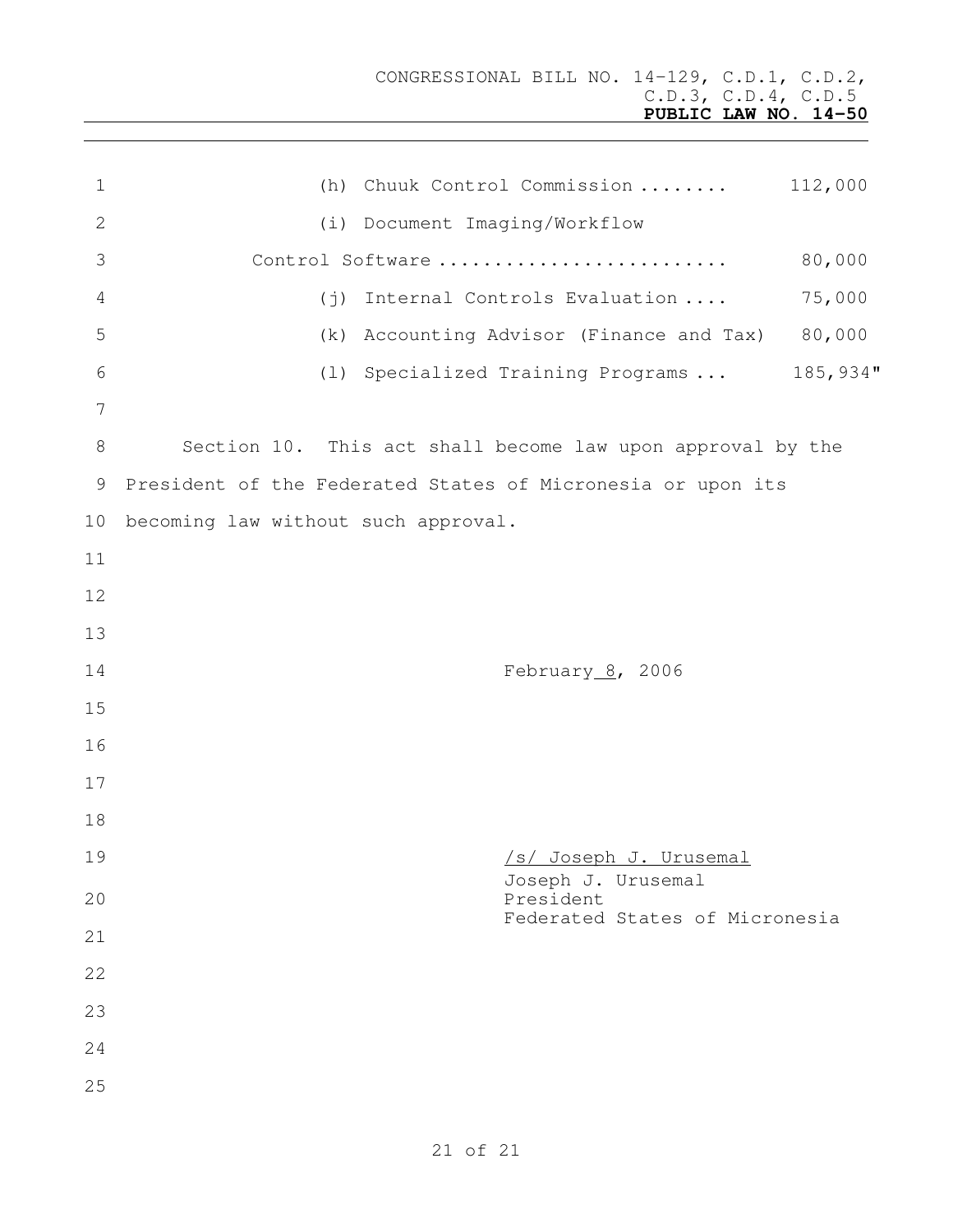| | |
|---|---|
| (h) Chuuk Control Commission ........ | 112,000 |
| (i) Document Imaging/Workflow Control Software .......................... | 80,000 |
| (j) Internal Controls Evaluation .... | 75,000 |
| (k) Accounting Advisor (Finance and Tax) | 80,000 |
| (l) Specialized Training Programs ... | 185,934" |

Section 10. This act shall become law upon approval by the President of the Federated States of Micronesia or upon its becoming law without such approval.

February 8, 2006

/s/ Joseph J. Urusemal
Joseph J. Urusemal
President
Federated States of Micronesia